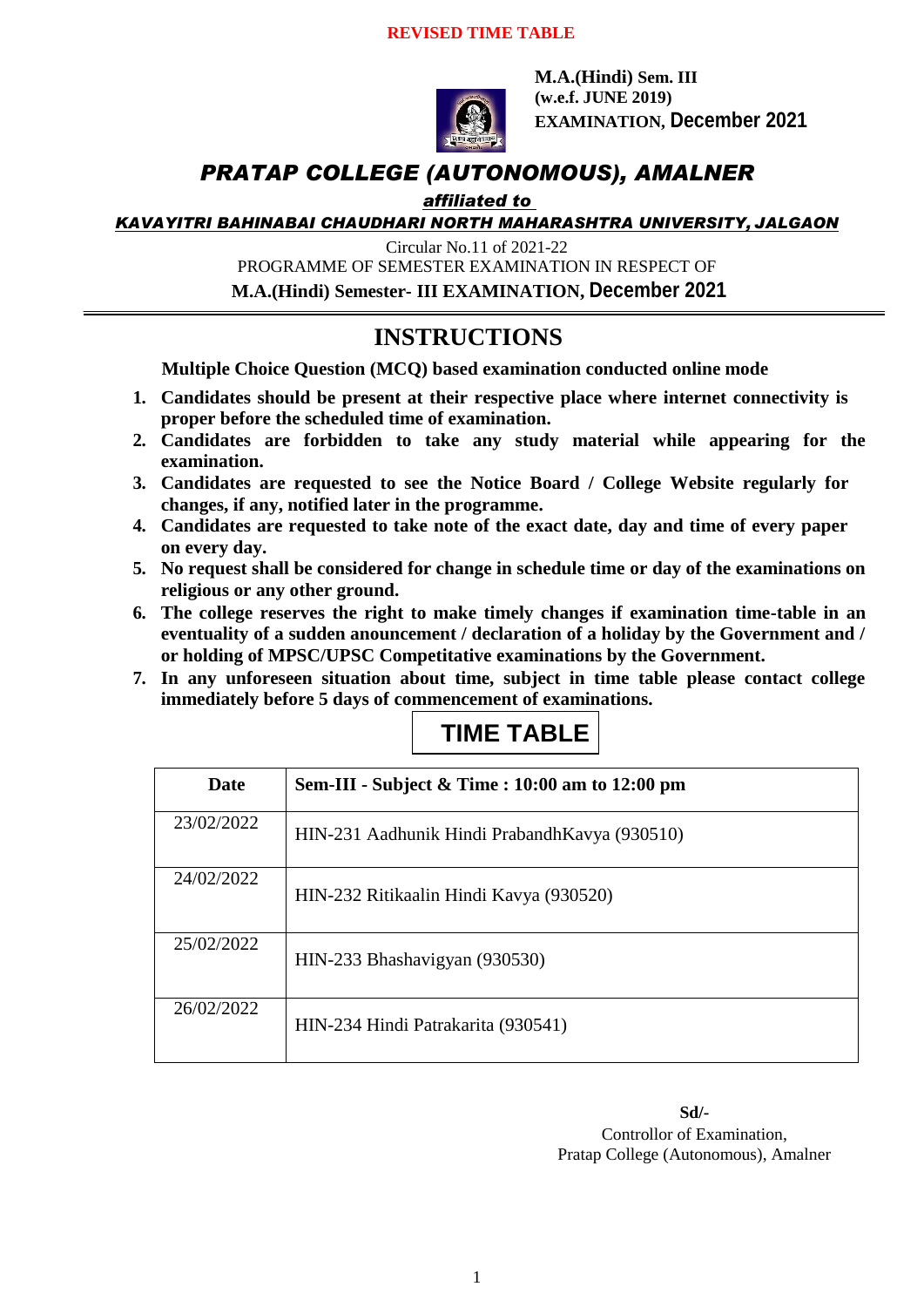**REVISED TIME TABLE**

**M.A.(Hindi) Sem. III**
**(w.e.f. JUNE 2019)**
**EXAMINATION, December 2021**

# *PRATAP COLLEGE (AUTONOMOUS), AMALNER*

***affiliated to***

***KAVAYITRI BAHINABAI CHAUDHARI NORTH MAHARASHTRA UNIVERSITY, JALGAON***

Circular No.11 of 2021-22

PROGRAMME OF SEMESTER EXAMINATION IN RESPECT OF

**M.A.(Hindi) Semester- III EXAMINATION, December 2021**

---

## INSTRUCTIONS

**Multiple Choice Question (MCQ) based examination conducted online mode**

1. **Candidates should be present at their respective place where internet connectivity is proper before the scheduled time of examination.**
2. **Candidates are forbidden to take any study material while appearing for the examination.**
3. **Candidates are requested to see the Notice Board / College Website regularly for changes, if any, notified later in the programme.**
4. **Candidates are requested to take note of the exact date, day and time of every paper on every day.**
5. **No request shall be considered for change in schedule time or day of the examinations on religious or any other ground.**
6. **The college reserves the right to make timely changes if examination time-table in an eventuality of a sudden anouncement / declaration of a holiday by the Government and / or holding of MPSC/UPSC Competitative examinations by the Government.**
7. **In any unforeseen situation about time, subject in time table please contact college immediately before 5 days of commencement of examinations.**

## TIME TABLE

| Date | Sem-III - Subject & Time : 10:00 am to 12:00 pm |
|---|---|
| 23/02/2022 | HIN-231 Aadhunik Hindi PrabandhKavya (930510) |
| 24/02/2022 | HIN-232 Ritikaalin Hindi Kavya (930520) |
| 25/02/2022 | HIN-233 Bhashavigyan (930530) |
| 26/02/2022 | HIN-234 Hindi Patrakarita (930541) |

**Sd/-**
Controllor of Examination,
Pratap College (Autonomous), Amalner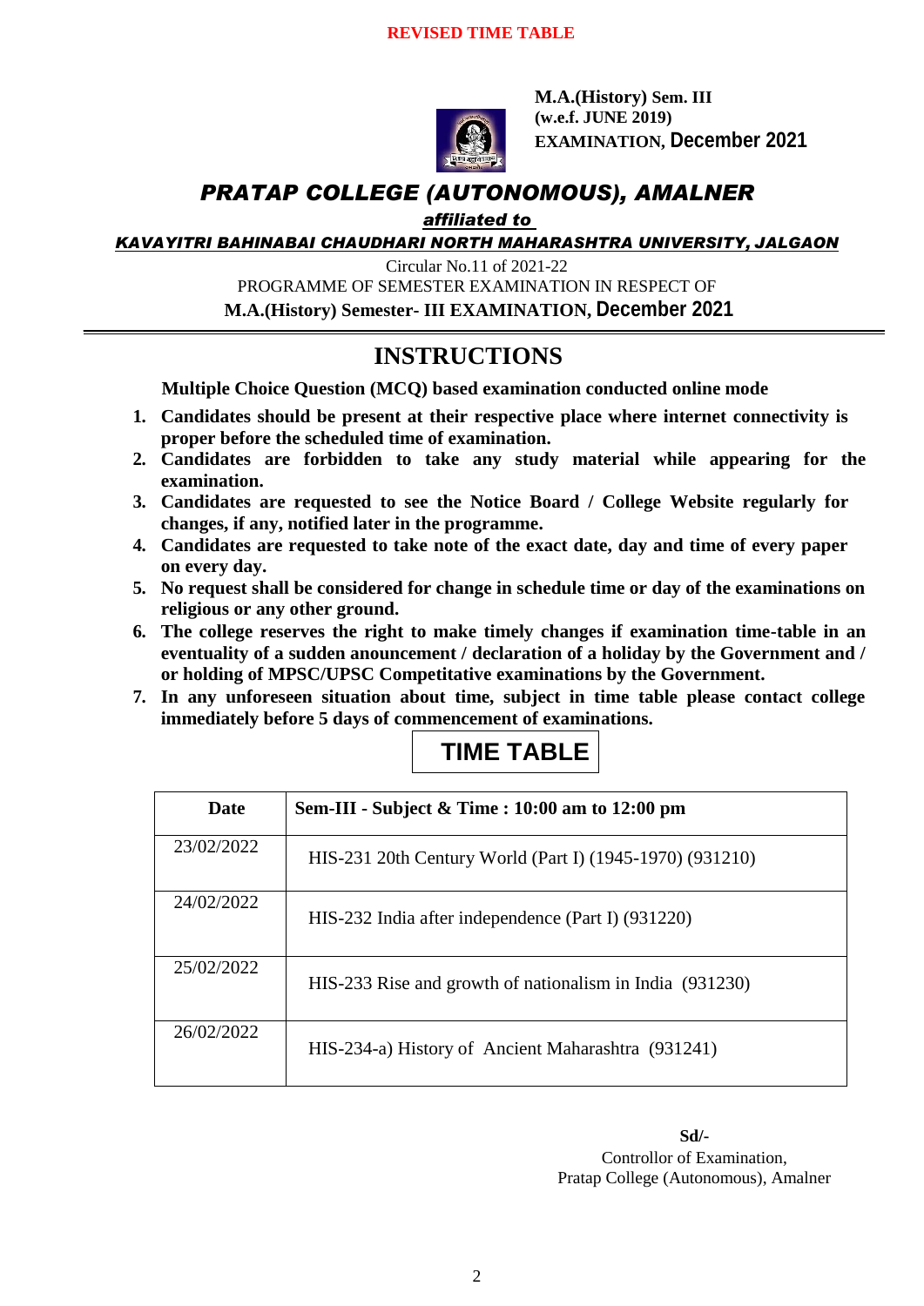**REVISED TIME TABLE**

**M.A.(History) Sem. III**
**(w.e.f. JUNE 2019)**
**EXAMINATION, December 2021**

# *PRATAP COLLEGE (AUTONOMOUS), AMALNER*

***affiliated to***

***KAVAYITRI BAHINABAI CHAUDHARI NORTH MAHARASHTRA UNIVERSITY, JALGAON***

Circular No.11 of 2021-22

PROGRAMME OF SEMESTER EXAMINATION IN RESPECT OF

**M.A.(History) Semester- III EXAMINATION, December 2021**

## INSTRUCTIONS

**Multiple Choice Question (MCQ) based examination conducted online mode**

1. **Candidates should be present at their respective place where internet connectivity is proper before the scheduled time of examination.**
2. **Candidates are forbidden to take any study material while appearing for the examination.**
3. **Candidates are requested to see the Notice Board / College Website regularly for changes, if any, notified later in the programme.**
4. **Candidates are requested to take note of the exact date, day and time of every paper on every day.**
5. **No request shall be considered for change in schedule time or day of the examinations on religious or any other ground.**
6. **The college reserves the right to make timely changes if examination time-table in an eventuality of a sudden anouncement / declaration of a holiday by the Government and / or holding of MPSC/UPSC Competitative examinations by the Government.**
7. **In any unforeseen situation about time, subject in time table please contact college immediately before 5 days of commencement of examinations.**

## TIME TABLE

| Date | Sem-III - Subject & Time : 10:00 am to 12:00 pm |
|---|---|
| 23/02/2022 | HIS-231 20th Century World (Part I) (1945-1970) (931210) |
| 24/02/2022 | HIS-232 India after independence (Part I) (931220) |
| 25/02/2022 | HIS-233 Rise and growth of nationalism in India (931230) |
| 26/02/2022 | HIS-234-a) History of Ancient Maharashtra (931241) |

**Sd/-**
Controllor of Examination,
Pratap College (Autonomous), Amalner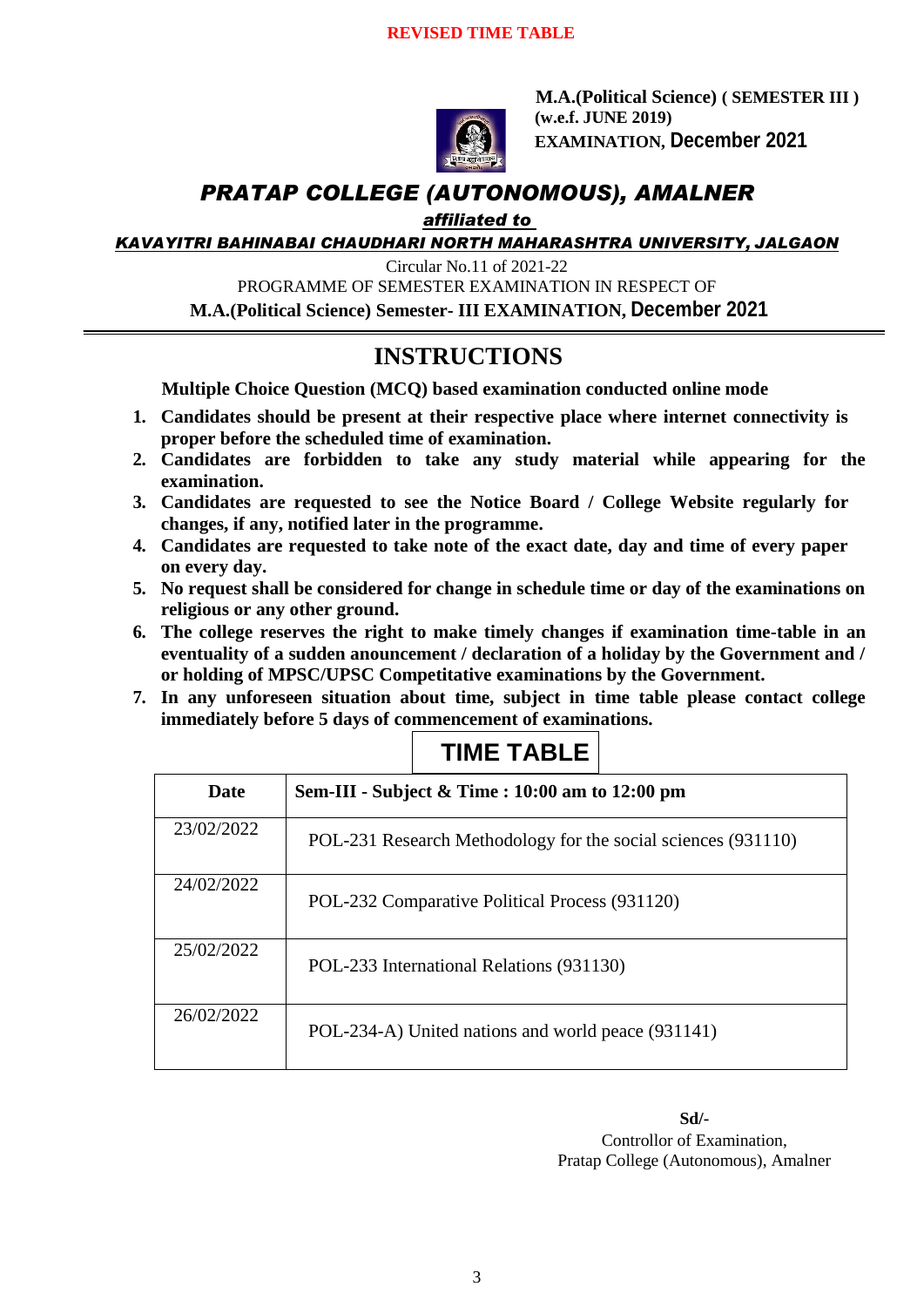**REVISED TIME TABLE**

**M.A.(Political Science) ( SEMESTER III )**
**(w.e.f. JUNE 2019)**
**EXAMINATION, December 2021**

# *PRATAP COLLEGE (AUTONOMOUS), AMALNER*

***affiliated to***

***KAVAYITRI BAHINABAI CHAUDHARI NORTH MAHARASHTRA UNIVERSITY, JALGAON***

Circular No.11 of 2021-22

PROGRAMME OF SEMESTER EXAMINATION IN RESPECT OF

**M.A.(Political Science) Semester- III EXAMINATION, December 2021**

## INSTRUCTIONS

**Multiple Choice Question (MCQ) based examination conducted online mode**

1. **Candidates should be present at their respective place where internet connectivity is proper before the scheduled time of examination.**
2. **Candidates are forbidden to take any study material while appearing for the examination.**
3. **Candidates are requested to see the Notice Board / College Website regularly for changes, if any, notified later in the programme.**
4. **Candidates are requested to take note of the exact date, day and time of every paper on every day.**
5. **No request shall be considered for change in schedule time or day of the examinations on religious or any other ground.**
6. **The college reserves the right to make timely changes if examination time-table in an eventuality of a sudden anouncement / declaration of a holiday by the Government and / or holding of MPSC/UPSC Competitative examinations by the Government.**
7. **In any unforeseen situation about time, subject in time table please contact college immediately before 5 days of commencement of examinations.**

## TIME TABLE

| Date | Sem-III - Subject & Time : 10:00 am to 12:00 pm |
|---|---|
| 23/02/2022 | POL-231 Research Methodology for the social sciences (931110) |
| 24/02/2022 | POL-232 Comparative Political Process (931120) |
| 25/02/2022 | POL-233 International Relations (931130) |
| 26/02/2022 | POL-234-A) United nations and world peace (931141) |

**Sd/-**
Controllor of Examination,
Pratap College (Autonomous), Amalner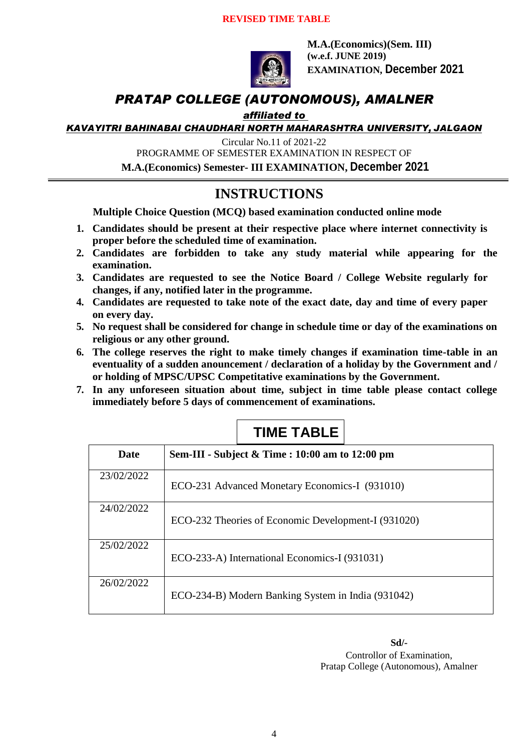**REVISED TIME TABLE**

**M.A.(Economics)(Sem. III)**
**(w.e.f. JUNE 2019)**
**EXAMINATION, December 2021**

# *PRATAP COLLEGE (AUTONOMOUS), AMALNER*

***affiliated to***

***KAVAYITRI BAHINABAI CHAUDHARI NORTH MAHARASHTRA UNIVERSITY, JALGAON***

Circular No.11 of 2021-22

PROGRAMME OF SEMESTER EXAMINATION IN RESPECT OF

**M.A.(Economics) Semester- III EXAMINATION, December 2021**

## INSTRUCTIONS

**Multiple Choice Question (MCQ) based examination conducted online mode**

1. **Candidates should be present at their respective place where internet connectivity is proper before the scheduled time of examination.**
2. **Candidates are forbidden to take any study material while appearing for the examination.**
3. **Candidates are requested to see the Notice Board / College Website regularly for changes, if any, notified later in the programme.**
4. **Candidates are requested to take note of the exact date, day and time of every paper on every day.**
5. **No request shall be considered for change in schedule time or day of the examinations on religious or any other ground.**
6. **The college reserves the right to make timely changes if examination time-table in an eventuality of a sudden anouncement / declaration of a holiday by the Government and / or holding of MPSC/UPSC Competitative examinations by the Government.**
7. **In any unforeseen situation about time, subject in time table please contact college immediately before 5 days of commencement of examinations.**

## TIME TABLE

| Date | Sem-III - Subject & Time : 10:00 am to 12:00 pm |
|---|---|
| 23/02/2022 | ECO-231 Advanced Monetary Economics-I (931010) |
| 24/02/2022 | ECO-232 Theories of Economic Development-I (931020) |
| 25/02/2022 | ECO-233-A) International Economics-I (931031) |
| 26/02/2022 | ECO-234-B) Modern Banking System in India (931042) |

**Sd/-**
Controllor of Examination,
Pratap College (Autonomous), Amalner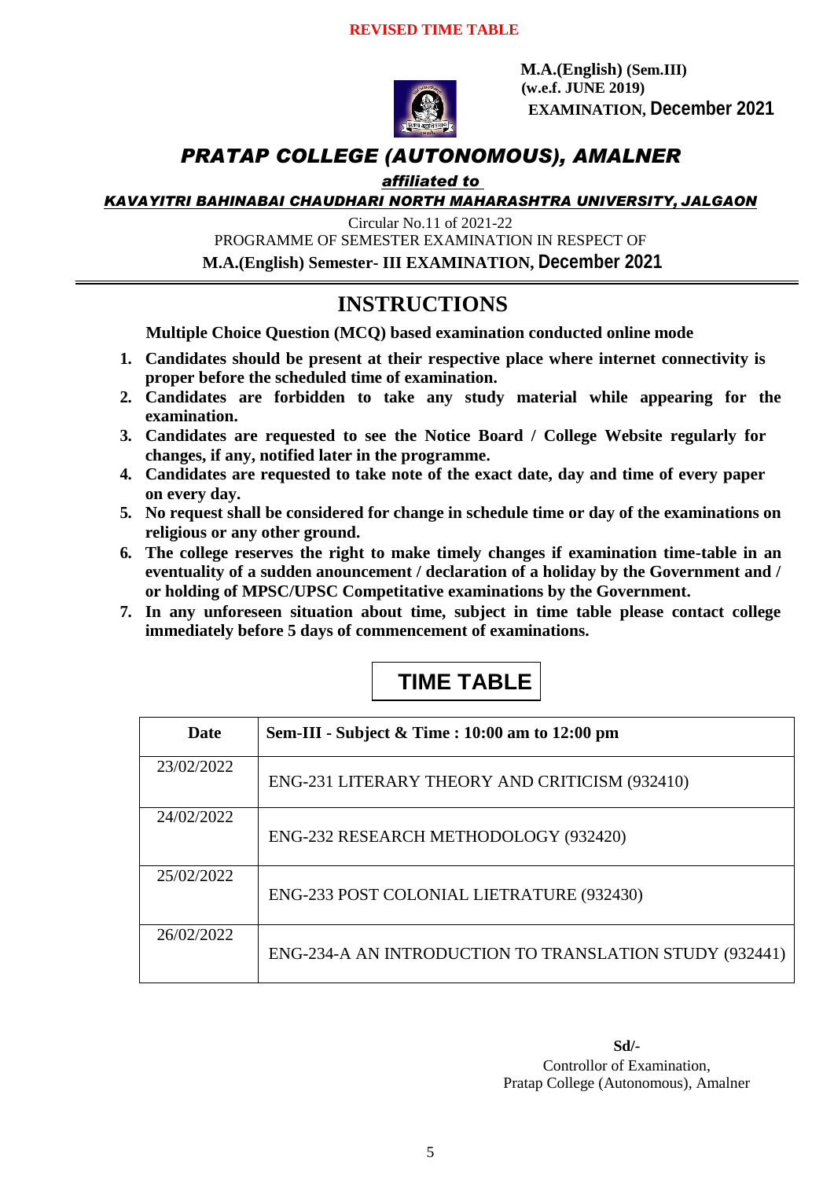**REVISED TIME TABLE**

**M.A.(English) (Sem.III)**
**(w.e.f. JUNE 2019)**
**EXAMINATION, December 2021**

# *PRATAP COLLEGE (AUTONOMOUS), AMALNER*

***affiliated to***

***KAVAYITRI BAHINABAI CHAUDHARI NORTH MAHARASHTRA UNIVERSITY, JALGAON***

Circular No.11 of 2021-22

PROGRAMME OF SEMESTER EXAMINATION IN RESPECT OF

**M.A.(English) Semester- III EXAMINATION, December 2021**

---

## INSTRUCTIONS

**Multiple Choice Question (MCQ) based examination conducted online mode**

1. **Candidates should be present at their respective place where internet connectivity is proper before the scheduled time of examination.**
2. **Candidates are forbidden to take any study material while appearing for the examination.**
3. **Candidates are requested to see the Notice Board / College Website regularly for changes, if any, notified later in the programme.**
4. **Candidates are requested to take note of the exact date, day and time of every paper on every day.**
5. **No request shall be considered for change in schedule time or day of the examinations on religious or any other ground.**
6. **The college reserves the right to make timely changes if examination time-table in an eventuality of a sudden anouncement / declaration of a holiday by the Government and / or holding of MPSC/UPSC Competitative examinations by the Government.**
7. **In any unforeseen situation about time, subject in time table please contact college immediately before 5 days of commencement of examinations.**

## TIME TABLE

| Date | Sem-III - Subject & Time : 10:00 am to 12:00 pm |
|---|---|
| 23/02/2022 | ENG-231 LITERARY THEORY AND CRITICISM (932410) |
| 24/02/2022 | ENG-232 RESEARCH METHODOLOGY (932420) |
| 25/02/2022 | ENG-233 POST COLONIAL LIETRATURE (932430) |
| 26/02/2022 | ENG-234-A AN INTRODUCTION TO TRANSLATION STUDY (932441) |

**Sd/-**
Controllor of Examination,
Pratap College (Autonomous), Amalner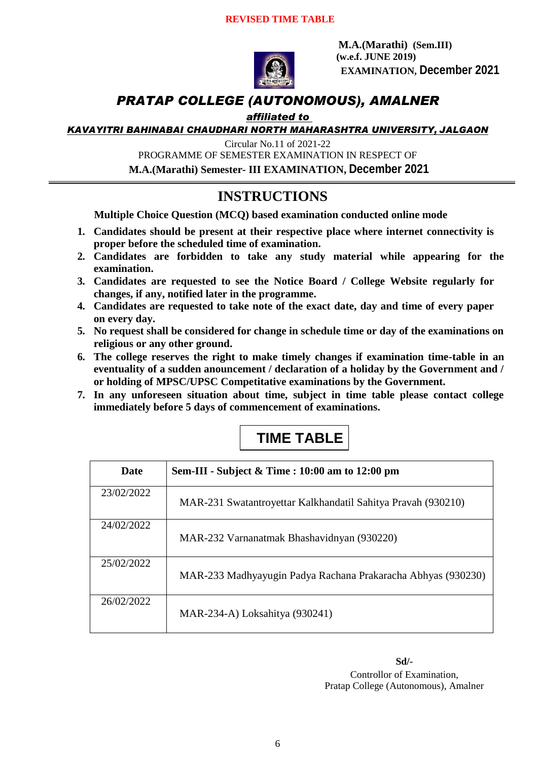**REVISED TIME TABLE**

**M.A.(Marathi) (Sem.III)**
**(w.e.f. JUNE 2019)**
**EXAMINATION, December 2021**

# *PRATAP COLLEGE (AUTONOMOUS), AMALNER*

***affiliated to***

***KAVAYITRI BAHINABAI CHAUDHARI NORTH MAHARASHTRA UNIVERSITY, JALGAON***

Circular No.11 of 2021-22

PROGRAMME OF SEMESTER EXAMINATION IN RESPECT OF

**M.A.(Marathi) Semester- III EXAMINATION, December 2021**

## INSTRUCTIONS

**Multiple Choice Question (MCQ) based examination conducted online mode**

1. **Candidates should be present at their respective place where internet connectivity is proper before the scheduled time of examination.**
2. **Candidates are forbidden to take any study material while appearing for the examination.**
3. **Candidates are requested to see the Notice Board / College Website regularly for changes, if any, notified later in the programme.**
4. **Candidates are requested to take note of the exact date, day and time of every paper on every day.**
5. **No request shall be considered for change in schedule time or day of the examinations on religious or any other ground.**
6. **The college reserves the right to make timely changes if examination time-table in an eventuality of a sudden anouncement / declaration of a holiday by the Government and / or holding of MPSC/UPSC Competitative examinations by the Government.**
7. **In any unforeseen situation about time, subject in time table please contact college immediately before 5 days of commencement of examinations.**

## TIME TABLE

| Date | Sem-III - Subject & Time : 10:00 am to 12:00 pm |
|---|---|
| 23/02/2022 | MAR-231 Swatantroyettar Kalkhandatil Sahitya Pravah (930210) |
| 24/02/2022 | MAR-232 Varnanatmak Bhashavidnyan (930220) |
| 25/02/2022 | MAR-233 Madhyayugin Padya Rachana Prakaracha Abhyas (930230) |
| 26/02/2022 | MAR-234-A) Loksahitya (930241) |

**Sd/-**

Controllor of Examination,
Pratap College (Autonomous), Amalner